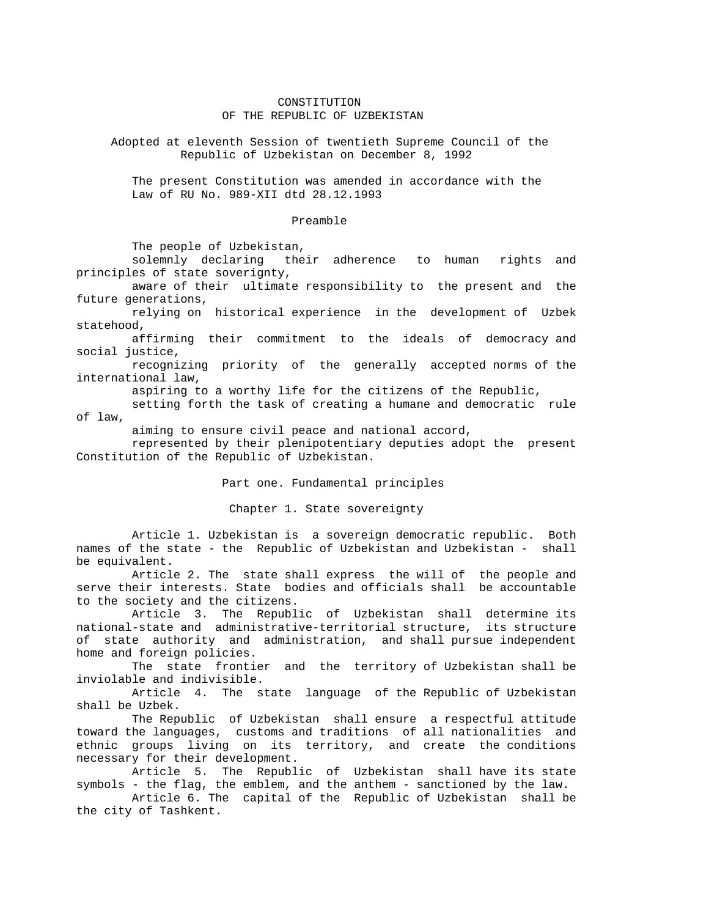# CONSTITUTION
# OF THE REPUBLIC OF UZBEKISTAN

Adopted at eleventh Session of twentieth Supreme Council of the Republic of Uzbekistan on December 8, 1992

The present Constitution was amended in accordance with the Law of RU No. 989-XII dtd 28.12.1993

## Preamble

The people of Uzbekistan,

solemnly declaring their adherence to human rights and principles of state soverignty,

aware of their ultimate responsibility to the present and the future generations,

relying on historical experience in the development of Uzbek statehood,

affirming their commitment to the ideals of democracy and social justice,

recognizing priority of the generally accepted norms of the international law,

aspiring to a worthy life for the citizens of the Republic,

setting forth the task of creating a humane and democratic rule of law,

aiming to ensure civil peace and national accord,

represented by their plenipotentiary deputies adopt the present Constitution of the Republic of Uzbekistan.

## Part one. Fundamental principles

### Chapter 1. State sovereignty

Article 1. Uzbekistan is a sovereign democratic republic. Both names of the state - the Republic of Uzbekistan and Uzbekistan - shall be equivalent.

Article 2. The state shall express the will of the people and serve their interests. State bodies and officials shall be accountable to the society and the citizens.

Article 3. The Republic of Uzbekistan shall determine its national-state and administrative-territorial structure, its structure of state authority and administration, and shall pursue independent home and foreign policies.

The state frontier and the territory of Uzbekistan shall be inviolable and indivisible.

Article 4. The state language of the Republic of Uzbekistan shall be Uzbek.

The Republic of Uzbekistan shall ensure a respectful attitude toward the languages, customs and traditions of all nationalities and ethnic groups living on its territory, and create the conditions necessary for their development.

Article 5. The Republic of Uzbekistan shall have its state symbols - the flag, the emblem, and the anthem - sanctioned by the law.

Article 6. The capital of the Republic of Uzbekistan shall be the city of Tashkent.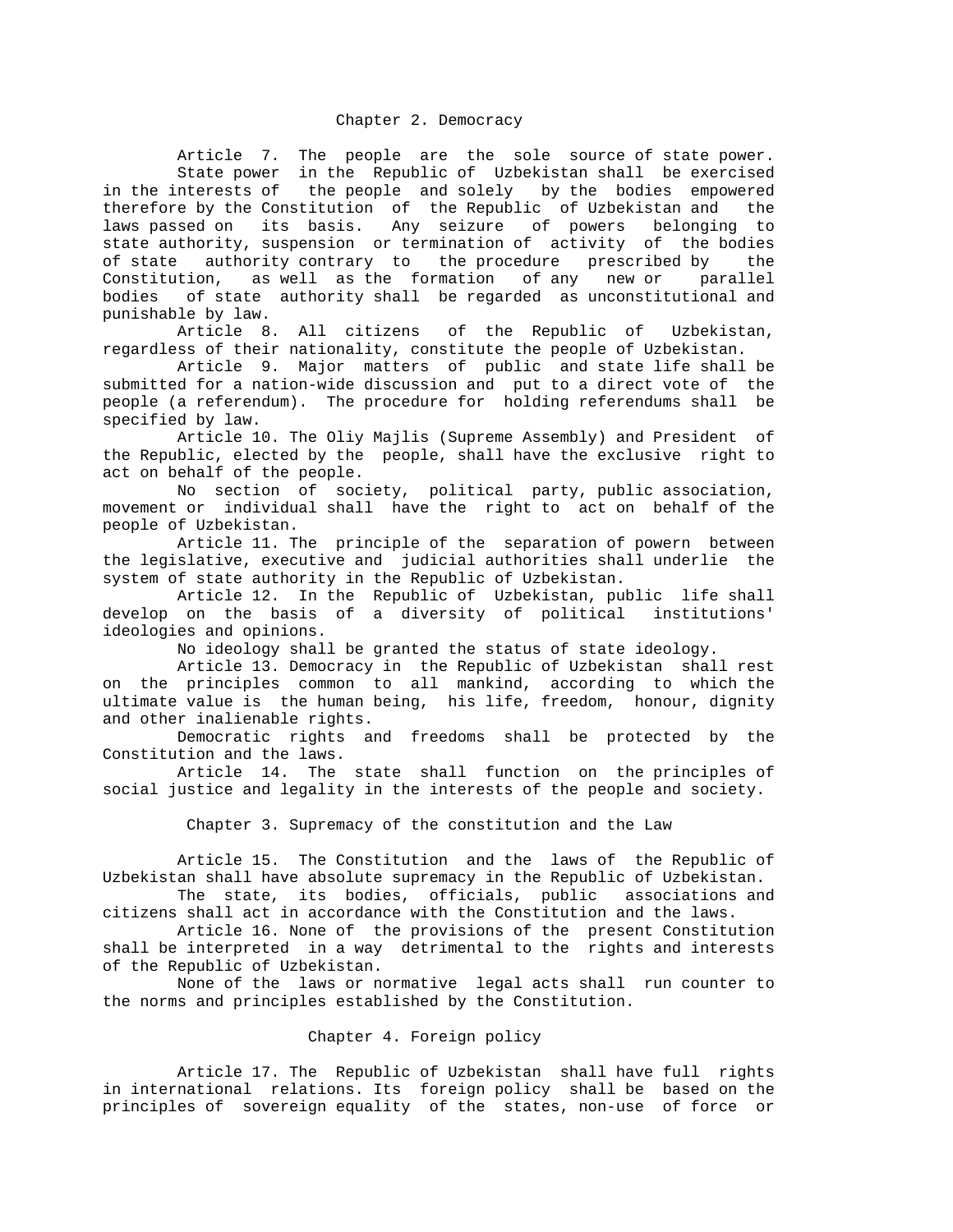## Chapter 2. Democracy

Article 7. The people are the sole source of state power.

State power in the Republic of Uzbekistan shall be exercised in the interests of the people and solely by the bodies empowered therefore by the Constitution of the Republic of Uzbekistan and the laws passed on its basis. Any seizure of powers belonging to state authority, suspension or termination of activity of the bodies of state authority contrary to the procedure prescribed by the Constitution, as well as the formation of any new or parallel bodies of state authority shall be regarded as unconstitutional and punishable by law.

Article 8. All citizens of the Republic of Uzbekistan, regardless of their nationality, constitute the people of Uzbekistan.

Article 9. Major matters of public and state life shall be submitted for a nation-wide discussion and put to a direct vote of the people (a referendum). The procedure for holding referendums shall be specified by law.

Article 10. The Oliy Majlis (Supreme Assembly) and President of the Republic, elected by the people, shall have the exclusive right to act on behalf of the people.

No section of society, political party, public association, movement or individual shall have the right to act on behalf of the people of Uzbekistan.

Article 11. The principle of the separation of powern between the legislative, executive and judicial authorities shall underlie the system of state authority in the Republic of Uzbekistan.

Article 12. In the Republic of Uzbekistan, public life shall develop on the basis of a diversity of political institutions' ideologies and opinions.

No ideology shall be granted the status of state ideology.

Article 13. Democracy in the Republic of Uzbekistan shall rest on the principles common to all mankind, according to which the ultimate value is the human being, his life, freedom, honour, dignity and other inalienable rights.

Democratic rights and freedoms shall be protected by the Constitution and the laws.

Article 14. The state shall function on the principles of social justice and legality in the interests of the people and society.

## Chapter 3. Supremacy of the constitution and the Law

Article 15. The Constitution and the laws of the Republic of Uzbekistan shall have absolute supremacy in the Republic of Uzbekistan.

The state, its bodies, officials, public associations and citizens shall act in accordance with the Constitution and the laws.

Article 16. None of the provisions of the present Constitution shall be interpreted in a way detrimental to the rights and interests of the Republic of Uzbekistan.

None of the laws or normative legal acts shall run counter to the norms and principles established by the Constitution.

## Chapter 4. Foreign policy

Article 17. The Republic of Uzbekistan shall have full rights in international relations. Its foreign policy shall be based on the principles of sovereign equality of the states, non-use of force or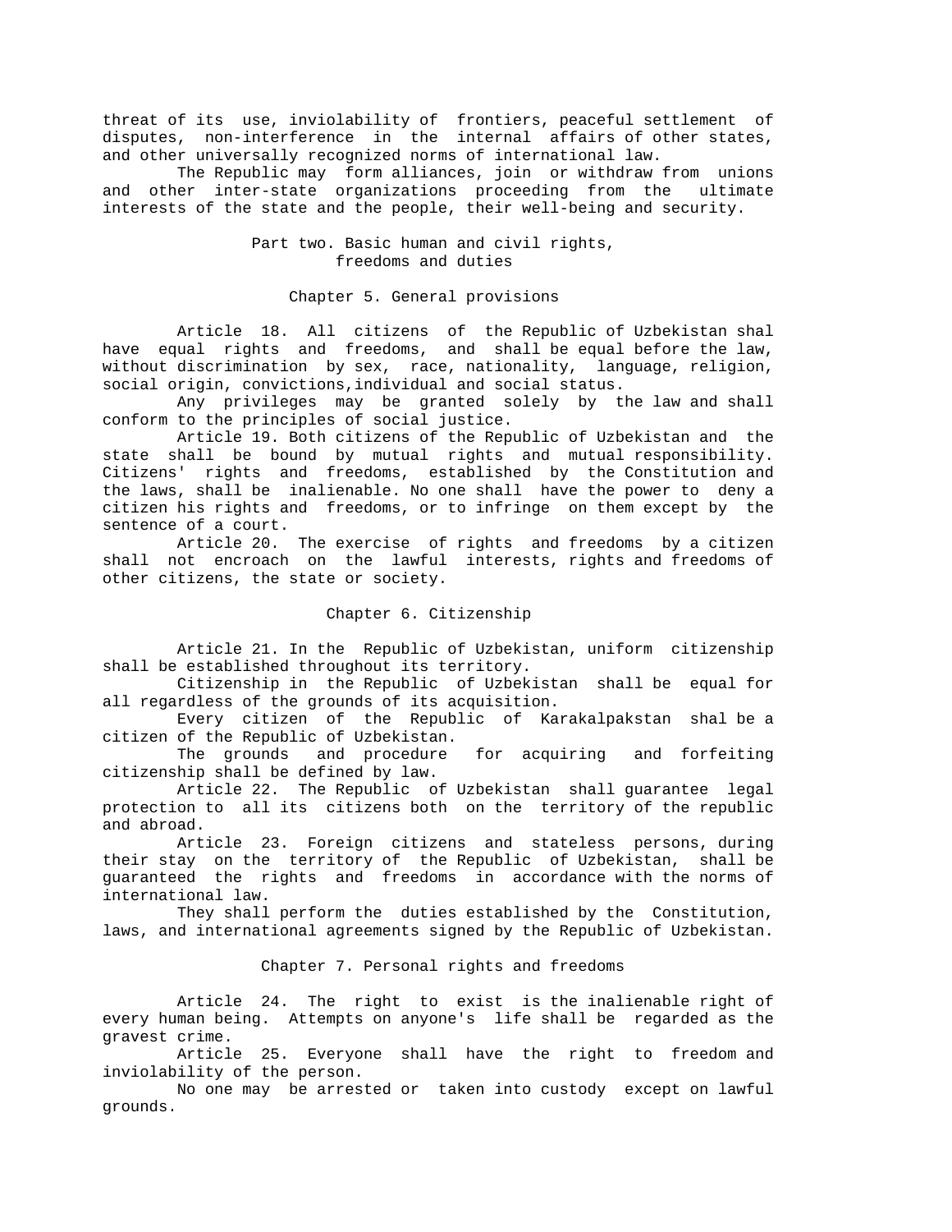threat of its use, inviolability of frontiers, peaceful settlement of disputes, non-interference in the internal affairs of other states, and other universally recognized norms of international law.

The Republic may form alliances, join or withdraw from unions and other inter-state organizations proceeding from the ultimate interests of the state and the people, their well-being and security.

## Part two. Basic human and civil rights, freedoms and duties

### Chapter 5. General provisions

Article 18. All citizens of the Republic of Uzbekistan shal have equal rights and freedoms, and shall be equal before the law, without discrimination by sex, race, nationality, language, religion, social origin, convictions,individual and social status.

Any privileges may be granted solely by the law and shall conform to the principles of social justice.

Article 19. Both citizens of the Republic of Uzbekistan and the state shall be bound by mutual rights and mutual responsibility. Citizens' rights and freedoms, established by the Constitution and the laws, shall be inalienable. No one shall have the power to deny a citizen his rights and freedoms, or to infringe on them except by the sentence of a court.

Article 20. The exercise of rights and freedoms by a citizen shall not encroach on the lawful interests, rights and freedoms of other citizens, the state or society.

### Chapter 6. Citizenship

Article 21. In the Republic of Uzbekistan, uniform citizenship shall be established throughout its territory.

Citizenship in the Republic of Uzbekistan shall be equal for all regardless of the grounds of its acquisition.

Every citizen of the Republic of Karakalpakstan shal be a citizen of the Republic of Uzbekistan.

The grounds and procedure for acquiring and forfeiting citizenship shall be defined by law.

Article 22. The Republic of Uzbekistan shall guarantee legal protection to all its citizens both on the territory of the republic and abroad.

Article 23. Foreign citizens and stateless persons, during their stay on the territory of the Republic of Uzbekistan, shall be guaranteed the rights and freedoms in accordance with the norms of international law.

They shall perform the duties established by the Constitution, laws, and international agreements signed by the Republic of Uzbekistan.

### Chapter 7. Personal rights and freedoms

Article 24. The right to exist is the inalienable right of every human being. Attempts on anyone's life shall be regarded as the gravest crime.

Article 25. Everyone shall have the right to freedom and inviolability of the person.

No one may be arrested or taken into custody except on lawful grounds.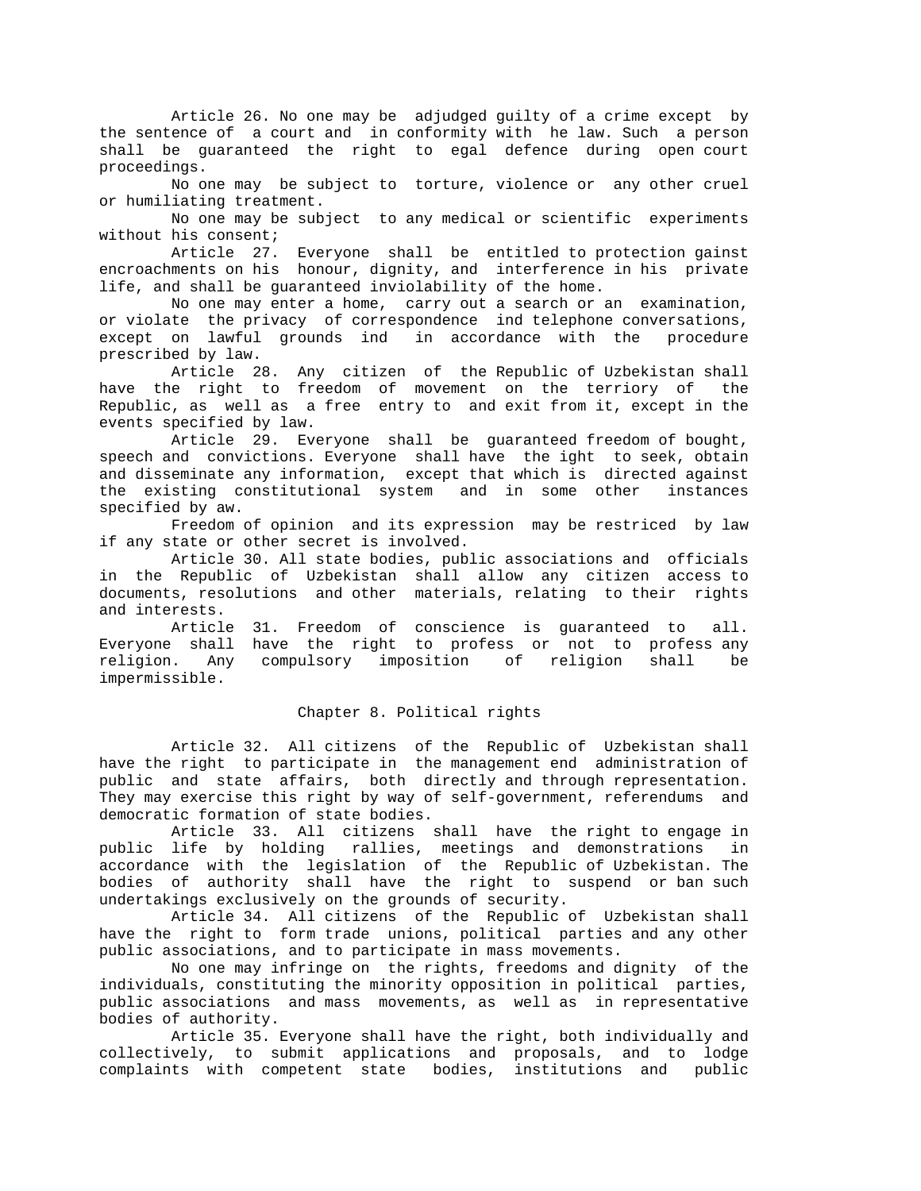Article 26. No one may be adjudged guilty of a crime except by the sentence of a court and in conformity with he law. Such a person shall be guaranteed the right to egal defence during open court proceedings.

No one may be subject to torture, violence or any other cruel or humiliating treatment.

No one may be subject to any medical or scientific experiments without his consent;

Article 27. Everyone shall be entitled to protection gainst encroachments on his honour, dignity, and interference in his private life, and shall be guaranteed inviolability of the home.

No one may enter a home, carry out a search or an examination, or violate the privacy of correspondence ind telephone conversations, except on lawful grounds ind in accordance with the procedure prescribed by law.

Article 28. Any citizen of the Republic of Uzbekistan shall have the right to freedom of movement on the terriory of the Republic, as well as a free entry to and exit from it, except in the events specified by law.

Article 29. Everyone shall be guaranteed freedom of bought, speech and convictions. Everyone shall have the ight to seek, obtain and disseminate any information, except that which is directed against the existing constitutional system and in some other instances specified by aw.

Freedom of opinion and its expression may be restriced by law if any state or other secret is involved.

Article 30. All state bodies, public associations and officials in the Republic of Uzbekistan shall allow any citizen access to documents, resolutions and other materials, relating to their rights and interests.

Article 31. Freedom of conscience is guaranteed to all. Everyone shall have the right to profess or not to profess any religion. Any compulsory imposition of religion shall be impermissible.

## Chapter 8. Political rights

Article 32. All citizens of the Republic of Uzbekistan shall have the right to participate in the management end administration of public and state affairs, both directly and through representation. They may exercise this right by way of self-government, referendums and democratic formation of state bodies.

Article 33. All citizens shall have the right to engage in public life by holding rallies, meetings and demonstrations in accordance with the legislation of the Republic of Uzbekistan. The bodies of authority shall have the right to suspend or ban such undertakings exclusively on the grounds of security.

Article 34. All citizens of the Republic of Uzbekistan shall have the right to form trade unions, political parties and any other public associations, and to participate in mass movements.

No one may infringe on the rights, freedoms and dignity of the individuals, constituting the minority opposition in political parties, public associations and mass movements, as well as in representative bodies of authority.

Article 35. Everyone shall have the right, both individually and collectively, to submit applications and proposals, and to lodge complaints with competent state bodies, institutions and public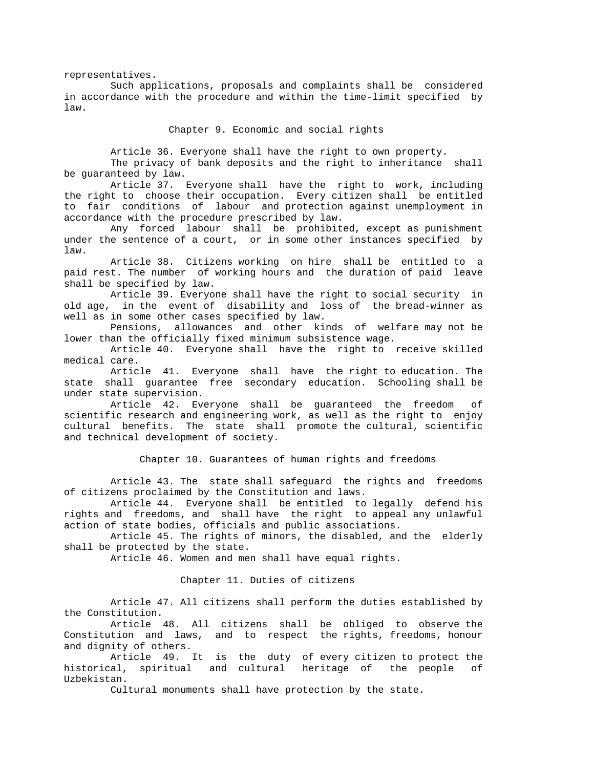representatives.

Such applications, proposals and complaints shall be considered in accordance with the procedure and within the time-limit specified by law.

## Chapter 9. Economic and social rights

Article 36. Everyone shall have the right to own property.

The privacy of bank deposits and the right to inheritance shall be guaranteed by law.

Article 37. Everyone shall have the right to work, including the right to choose their occupation. Every citizen shall be entitled to fair conditions of labour and protection against unemployment in accordance with the procedure prescribed by law.

Any forced labour shall be prohibited, except as punishment under the sentence of a court, or in some other instances specified by law.

Article 38. Citizens working on hire shall be entitled to a paid rest. The number of working hours and the duration of paid leave shall be specified by law.

Article 39. Everyone shall have the right to social security in old age, in the event of disability and loss of the bread-winner as well as in some other cases specified by law.

Pensions, allowances and other kinds of welfare may not be lower than the officially fixed minimum subsistence wage.

Article 40. Everyone shall have the right to receive skilled medical care.

Article 41. Everyone shall have the right to education. The state shall guarantee free secondary education. Schooling shall be under state supervision.

Article 42. Everyone shall be guaranteed the freedom of scientific research and engineering work, as well as the right to enjoy cultural benefits. The state shall promote the cultural, scientific and technical development of society.

## Chapter 10. Guarantees of human rights and freedoms

Article 43. The state shall safeguard the rights and freedoms of citizens proclaimed by the Constitution and laws.

Article 44. Everyone shall be entitled to legally defend his rights and freedoms, and shall have the right to appeal any unlawful action of state bodies, officials and public associations.

Article 45. The rights of minors, the disabled, and the elderly shall be protected by the state.

Article 46. Women and men shall have equal rights.

## Chapter 11. Duties of citizens

Article 47. All citizens shall perform the duties established by the Constitution.

Article 48. All citizens shall be obliged to observe the Constitution and laws, and to respect the rights, freedoms, honour and dignity of others.

Article 49. It is the duty of every citizen to protect the historical, spiritual and cultural heritage of the people of Uzbekistan.

Cultural monuments shall have protection by the state.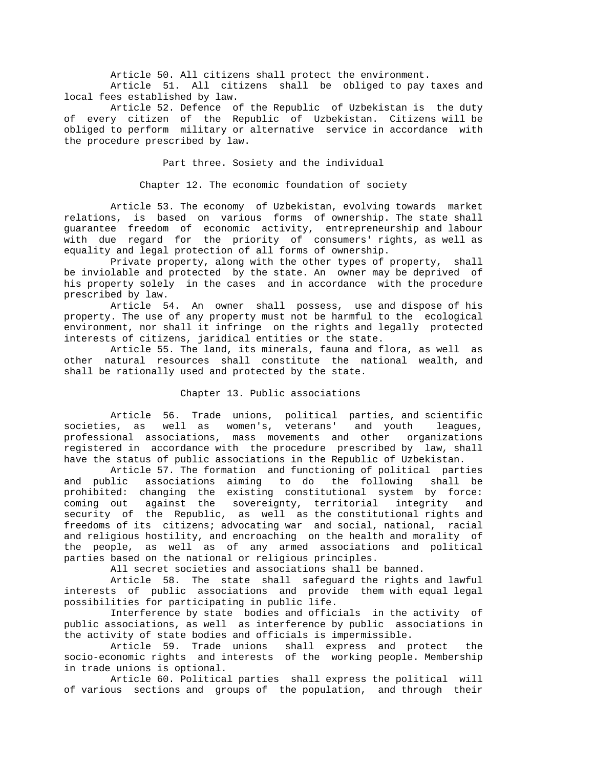Article 50. All citizens shall protect the environment.

Article 51. All citizens shall be obliged to pay taxes and local fees established by law.

Article 52. Defence of the Republic of Uzbekistan is the duty of every citizen of the Republic of Uzbekistan. Citizens will be obliged to perform military or alternative service in accordance with the procedure prescribed by law.

## Part three. Sosiety and the individual

### Chapter 12. The economic foundation of society

Article 53. The economy of Uzbekistan, evolving towards market relations, is based on various forms of ownership. The state shall guarantee freedom of economic activity, entrepreneurship and labour with due regard for the priority of consumers' rights, as well as equality and legal protection of all forms of ownership.

Private property, along with the other types of property, shall be inviolable and protected by the state. An owner may be deprived of his property solely in the cases and in accordance with the procedure prescribed by law.

Article 54. An owner shall possess, use and dispose of his property. The use of any property must not be harmful to the ecological environment, nor shall it infringe on the rights and legally protected interests of citizens, jaridical entities or the state.

Article 55. The land, its minerals, fauna and flora, as well as other natural resources shall constitute the national wealth, and shall be rationally used and protected by the state.

### Chapter 13. Public associations

Article 56. Trade unions, political parties, and scientific societies, as well as women's, veterans' and youth leagues, professional associations, mass movements and other organizations registered in accordance with the procedure prescribed by law, shall have the status of public associations in the Republic of Uzbekistan.

Article 57. The formation and functioning of political parties and public associations aiming to do the following shall be prohibited: changing the existing constitutional system by force: coming out against the sovereignty, territorial integrity and security of the Republic, as well as the constitutional rights and freedoms of its citizens; advocating war and social, national, racial and religious hostility, and encroaching on the health and morality of the people, as well as of any armed associations and political parties based on the national or religious principles.

All secret societies and associations shall be banned.

Article 58. The state shall safeguard the rights and lawful interests of public associations and provide them with equal legal possibilities for participating in public life.

Interference by state bodies and officials in the activity of public associations, as well as interference by public associations in the activity of state bodies and officials is impermissible.

Article 59. Trade unions shall express and protect the socio-economic rights and interests of the working people. Membership in trade unions is optional.

Article 60. Political parties shall express the political will of various sections and groups of the population, and through their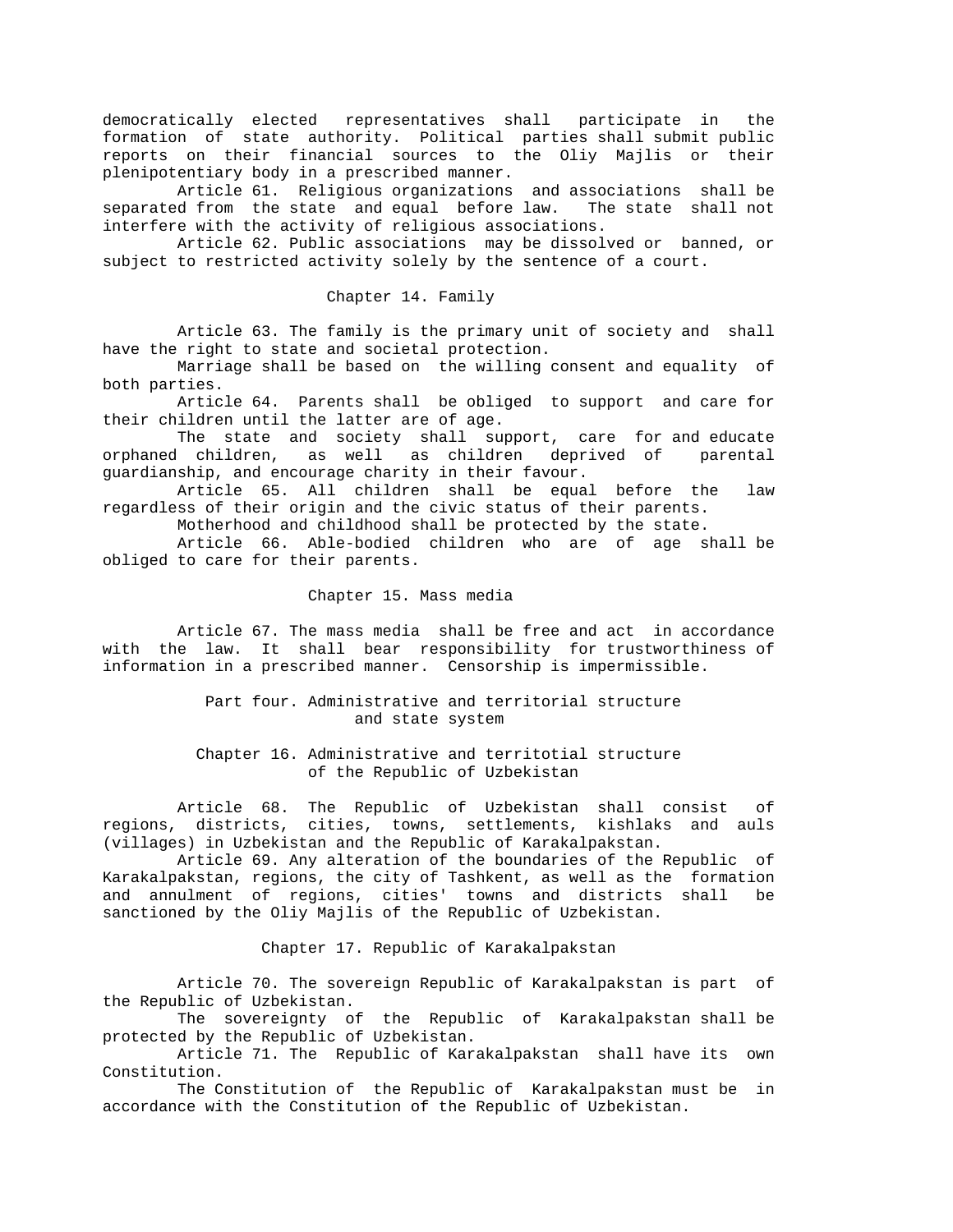democratically elected representatives shall participate in the formation of state authority. Political parties shall submit public reports on their financial sources to the Oliy Majlis or their plenipotentiary body in a prescribed manner.

Article 61. Religious organizations and associations shall be separated from the state and equal before law. The state shall not interfere with the activity of religious associations.

Article 62. Public associations may be dissolved or banned, or subject to restricted activity solely by the sentence of a court.

## Chapter 14. Family

Article 63. The family is the primary unit of society and shall have the right to state and societal protection.

Marriage shall be based on the willing consent and equality of both parties.

Article 64. Parents shall be obliged to support and care for their children until the latter are of age.

The state and society shall support, care for and educate orphaned children, as well as children deprived of parental guardianship, and encourage charity in their favour.

Article 65. All children shall be equal before the law regardless of their origin and the civic status of their parents.

Motherhood and childhood shall be protected by the state.

Article 66. Able-bodied children who are of age shall be obliged to care for their parents.

## Chapter 15. Mass media

Article 67. The mass media shall be free and act in accordance with the law. It shall bear responsibility for trustworthiness of information in a prescribed manner. Censorship is impermissible.

# Part four. Administrative and territorial structure and state system

## Chapter 16. Administrative and territotial structure of the Republic of Uzbekistan

Article 68. The Republic of Uzbekistan shall consist of regions, districts, cities, towns, settlements, kishlaks and auls (villages) in Uzbekistan and the Republic of Karakalpakstan.

Article 69. Any alteration of the boundaries of the Republic of Karakalpakstan, regions, the city of Tashkent, as well as the formation and annulment of regions, cities' towns and districts shall be sanctioned by the Oliy Majlis of the Republic of Uzbekistan.

## Chapter 17. Republic of Karakalpakstan

Article 70. The sovereign Republic of Karakalpakstan is part of the Republic of Uzbekistan.

The sovereignty of the Republic of Karakalpakstan shall be protected by the Republic of Uzbekistan.

Article 71. The Republic of Karakalpakstan shall have its own Constitution.

The Constitution of the Republic of Karakalpakstan must be in accordance with the Constitution of the Republic of Uzbekistan.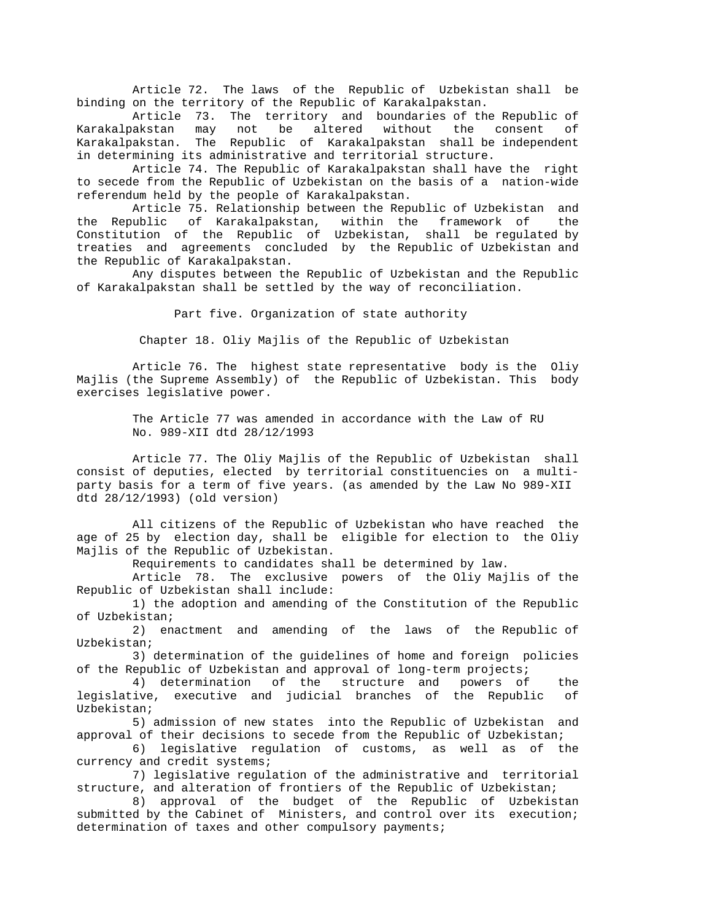Article 72. The laws of the Republic of Uzbekistan shall be binding on the territory of the Republic of Karakalpakstan.

Article 73. The territory and boundaries of the Republic of Karakalpakstan may not be altered without the consent of Karakalpakstan. The Republic of Karakalpakstan shall be independent in determining its administrative and territorial structure.

Article 74. The Republic of Karakalpakstan shall have the right to secede from the Republic of Uzbekistan on the basis of a nation-wide referendum held by the people of Karakalpakstan.

Article 75. Relationship between the Republic of Uzbekistan and the Republic of Karakalpakstan, within the framework of the Constitution of the Republic of Uzbekistan, shall be regulated by treaties and agreements concluded by the Republic of Uzbekistan and the Republic of Karakalpakstan.

Any disputes between the Republic of Uzbekistan and the Republic of Karakalpakstan shall be settled by the way of reconciliation.

## Part five. Organization of state authority

### Chapter 18. Oliy Majlis of the Republic of Uzbekistan

Article 76. The highest state representative body is the Oliy Majlis (the Supreme Assembly) of the Republic of Uzbekistan. This body exercises legislative power.

The Article 77 was amended in accordance with the Law of RU No. 989-XII dtd 28/12/1993

Article 77. The Oliy Majlis of the Republic of Uzbekistan shall consist of deputies, elected by territorial constituencies on a multi-party basis for a term of five years. (as amended by the Law No 989-XII dtd 28/12/1993) (old version)

All citizens of the Republic of Uzbekistan who have reached the age of 25 by election day, shall be eligible for election to the Oliy Majlis of the Republic of Uzbekistan.

Requirements to candidates shall be determined by law.

Article 78. The exclusive powers of the Oliy Majlis of the Republic of Uzbekistan shall include:

1) the adoption and amending of the Constitution of the Republic of Uzbekistan;

2) enactment and amending of the laws of the Republic of Uzbekistan;

3) determination of the guidelines of home and foreign policies of the Republic of Uzbekistan and approval of long-term projects;

4) determination of the structure and powers of the legislative, executive and judicial branches of the Republic of Uzbekistan;

5) admission of new states into the Republic of Uzbekistan and approval of their decisions to secede from the Republic of Uzbekistan;

6) legislative regulation of customs, as well as of the currency and credit systems;

7) legislative regulation of the administrative and territorial structure, and alteration of frontiers of the Republic of Uzbekistan;

8) approval of the budget of the Republic of Uzbekistan submitted by the Cabinet of Ministers, and control over its execution; determination of taxes and other compulsory payments;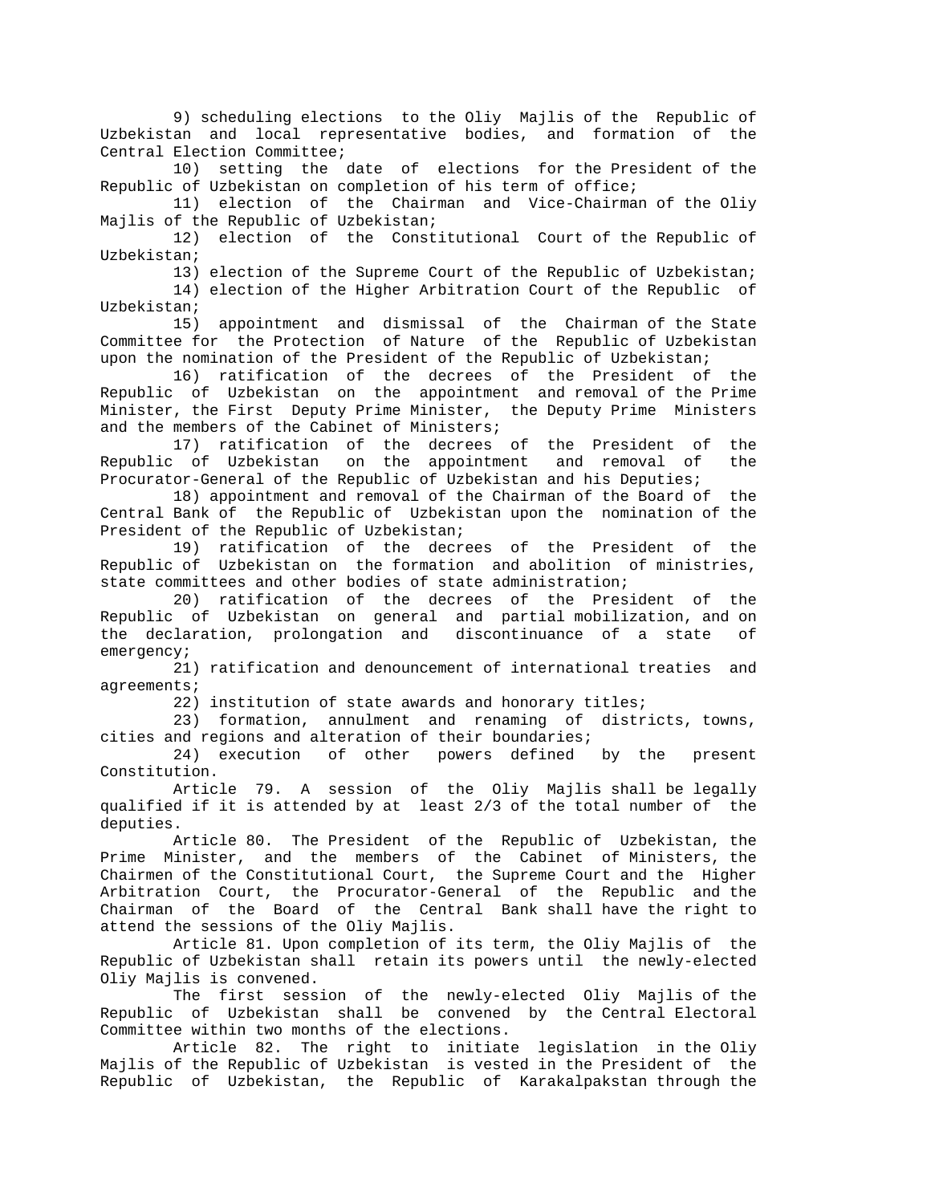9) scheduling elections to the Oliy Majlis of the Republic of Uzbekistan and local representative bodies, and formation of the Central Election Committee;

10) setting the date of elections for the President of the Republic of Uzbekistan on completion of his term of office;

11) election of the Chairman and Vice-Chairman of the Oliy Majlis of the Republic of Uzbekistan;

12) election of the Constitutional Court of the Republic of Uzbekistan;

13) election of the Supreme Court of the Republic of Uzbekistan;

14) election of the Higher Arbitration Court of the Republic of Uzbekistan;

15) appointment and dismissal of the Chairman of the State Committee for the Protection of Nature of the Republic of Uzbekistan upon the nomination of the President of the Republic of Uzbekistan;

16) ratification of the decrees of the President of the Republic of Uzbekistan on the appointment and removal of the Prime Minister, the First Deputy Prime Minister, the Deputy Prime Ministers and the members of the Cabinet of Ministers;

17) ratification of the decrees of the President of the Republic of Uzbekistan on the appointment and removal of the Procurator-General of the Republic of Uzbekistan and his Deputies;

18) appointment and removal of the Chairman of the Board of the Central Bank of the Republic of Uzbekistan upon the nomination of the President of the Republic of Uzbekistan;

19) ratification of the decrees of the President of the Republic of Uzbekistan on the formation and abolition of ministries, state committees and other bodies of state administration;

20) ratification of the decrees of the President of the Republic of Uzbekistan on general and partial mobilization, and on the declaration, prolongation and discontinuance of a state of emergency;

21) ratification and denouncement of international treaties and agreements;

22) institution of state awards and honorary titles;

23) formation, annulment and renaming of districts, towns, cities and regions and alteration of their boundaries;

24) execution of other powers defined by the present Constitution.

Article 79. A session of the Oliy Majlis shall be legally qualified if it is attended by at least 2/3 of the total number of the deputies.

Article 80. The President of the Republic of Uzbekistan, the Prime Minister, and the members of the Cabinet of Ministers, the Chairmen of the Constitutional Court, the Supreme Court and the Higher Arbitration Court, the Procurator-General of the Republic and the Chairman of the Board of the Central Bank shall have the right to attend the sessions of the Oliy Majlis.

Article 81. Upon completion of its term, the Oliy Majlis of the Republic of Uzbekistan shall retain its powers until the newly-elected Oliy Majlis is convened.

The first session of the newly-elected Oliy Majlis of the Republic of Uzbekistan shall be convened by the Central Electoral Committee within two months of the elections.

Article 82. The right to initiate legislation in the Oliy Majlis of the Republic of Uzbekistan is vested in the President of the Republic of Uzbekistan, the Republic of Karakalpakstan through the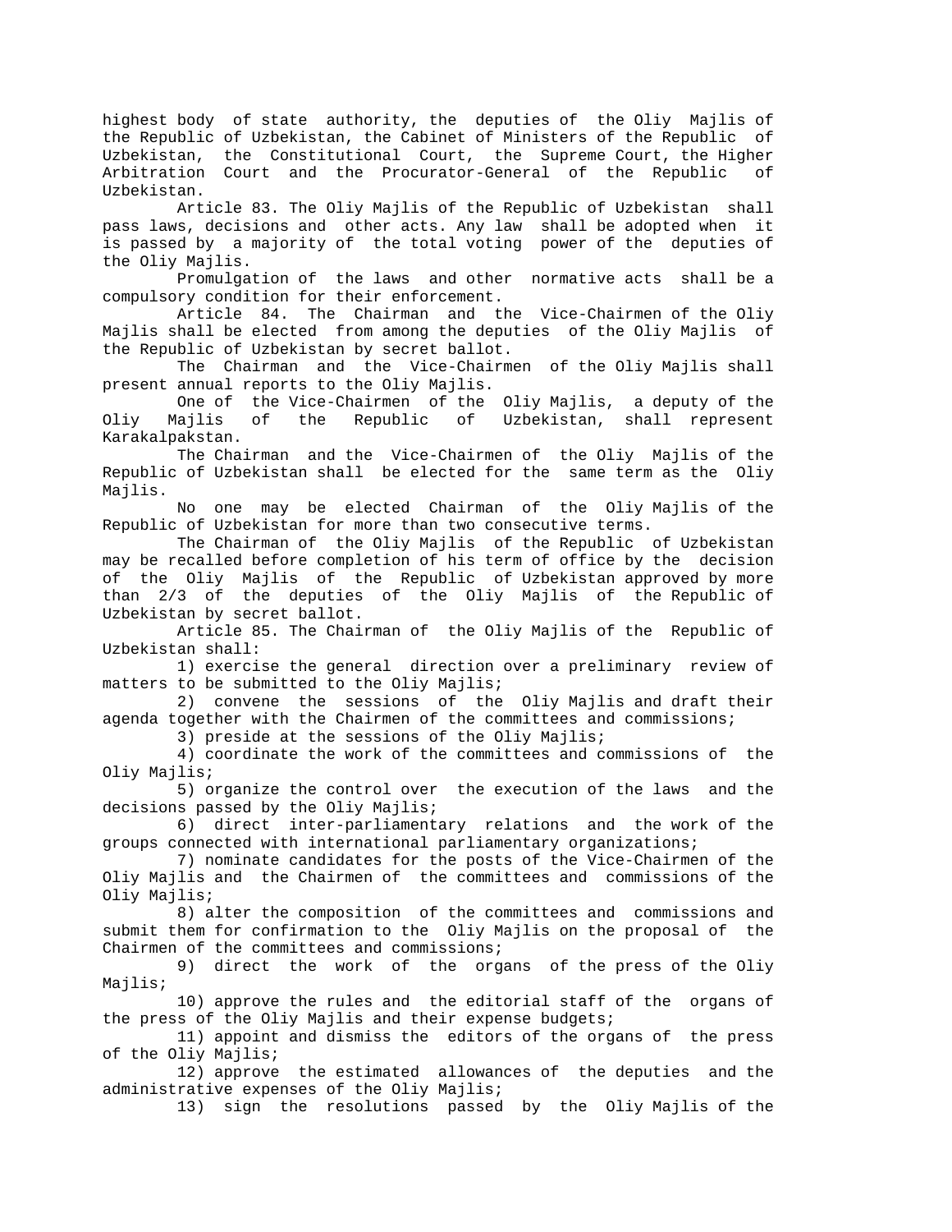highest body of state authority, the deputies of the Oliy Majlis of the Republic of Uzbekistan, the Cabinet of Ministers of the Republic of Uzbekistan, the Constitutional Court, the Supreme Court, the Higher Arbitration Court and the Procurator-General of the Republic of Uzbekistan.

Article 83. The Oliy Majlis of the Republic of Uzbekistan shall pass laws, decisions and other acts. Any law shall be adopted when it is passed by a majority of the total voting power of the deputies of the Oliy Majlis.

Promulgation of the laws and other normative acts shall be a compulsory condition for their enforcement.

Article 84. The Chairman and the Vice-Chairmen of the Oliy Majlis shall be elected from among the deputies of the Oliy Majlis of the Republic of Uzbekistan by secret ballot.

The Chairman and the Vice-Chairmen of the Oliy Majlis shall present annual reports to the Oliy Majlis.

One of the Vice-Chairmen of the Oliy Majlis, a deputy of the Oliy Majlis of the Republic of Uzbekistan, shall represent Karakalpakstan.

The Chairman and the Vice-Chairmen of the Oliy Majlis of the Republic of Uzbekistan shall be elected for the same term as the Oliy Majlis.

No one may be elected Chairman of the Oliy Majlis of the Republic of Uzbekistan for more than two consecutive terms.

The Chairman of the Oliy Majlis of the Republic of Uzbekistan may be recalled before completion of his term of office by the decision of the Oliy Majlis of the Republic of Uzbekistan approved by more than 2/3 of the deputies of the Oliy Majlis of the Republic of Uzbekistan by secret ballot.

Article 85. The Chairman of the Oliy Majlis of the Republic of Uzbekistan shall:

1) exercise the general direction over a preliminary review of matters to be submitted to the Oliy Majlis;

2) convene the sessions of the Oliy Majlis and draft their agenda together with the Chairmen of the committees and commissions;

3) preside at the sessions of the Oliy Majlis;

4) coordinate the work of the committees and commissions of the Oliy Majlis;

5) organize the control over the execution of the laws and the decisions passed by the Oliy Majlis;

6) direct inter-parliamentary relations and the work of the groups connected with international parliamentary organizations;

7) nominate candidates for the posts of the Vice-Chairmen of the Oliy Majlis and the Chairmen of the committees and commissions of the Oliy Majlis;

8) alter the composition of the committees and commissions and submit them for confirmation to the Oliy Majlis on the proposal of the Chairmen of the committees and commissions;

9) direct the work of the organs of the press of the Oliy Majlis;

10) approve the rules and the editorial staff of the organs of the press of the Oliy Majlis and their expense budgets;

11) appoint and dismiss the editors of the organs of the press of the Oliy Majlis;

12) approve the estimated allowances of the deputies and the administrative expenses of the Oliy Majlis;

13) sign the resolutions passed by the Oliy Majlis of the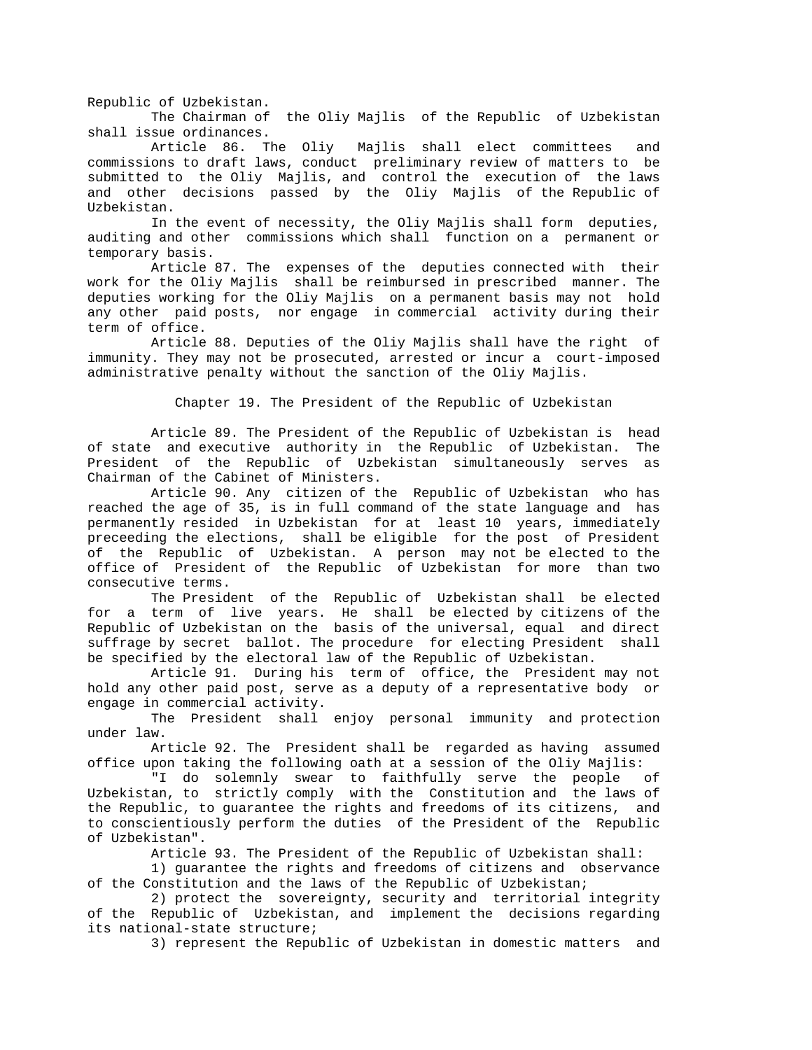Republic of Uzbekistan.

The Chairman of the Oliy Majlis of the Republic of Uzbekistan shall issue ordinances.

Article 86. The Oliy Majlis shall elect committees and commissions to draft laws, conduct preliminary review of matters to be submitted to the Oliy Majlis, and control the execution of the laws and other decisions passed by the Oliy Majlis of the Republic of Uzbekistan.

In the event of necessity, the Oliy Majlis shall form deputies, auditing and other commissions which shall function on a permanent or temporary basis.

Article 87. The expenses of the deputies connected with their work for the Oliy Majlis shall be reimbursed in prescribed manner. The deputies working for the Oliy Majlis on a permanent basis may not hold any other paid posts, nor engage in commercial activity during their term of office.

Article 88. Deputies of the Oliy Majlis shall have the right of immunity. They may not be prosecuted, arrested or incur a court-imposed administrative penalty without the sanction of the Oliy Majlis.

## Chapter 19. The President of the Republic of Uzbekistan

Article 89. The President of the Republic of Uzbekistan is head of state and executive authority in the Republic of Uzbekistan. The President of the Republic of Uzbekistan simultaneously serves as Chairman of the Cabinet of Ministers.

Article 90. Any citizen of the Republic of Uzbekistan who has reached the age of 35, is in full command of the state language and has permanently resided in Uzbekistan for at least 10 years, immediately preceeding the elections, shall be eligible for the post of President of the Republic of Uzbekistan. A person may not be elected to the office of President of the Republic of Uzbekistan for more than two consecutive terms.

The President of the Republic of Uzbekistan shall be elected for a term of live years. He shall be elected by citizens of the Republic of Uzbekistan on the basis of the universal, equal and direct suffrage by secret ballot. The procedure for electing President shall be specified by the electoral law of the Republic of Uzbekistan.

Article 91. During his term of office, the President may not hold any other paid post, serve as a deputy of a representative body or engage in commercial activity.

The President shall enjoy personal immunity and protection under law.

Article 92. The President shall be regarded as having assumed office upon taking the following oath at a session of the Oliy Majlis:

"I do solemnly swear to faithfully serve the people of Uzbekistan, to strictly comply with the Constitution and the laws of the Republic, to guarantee the rights and freedoms of its citizens, and to conscientiously perform the duties of the President of the Republic of Uzbekistan".

Article 93. The President of the Republic of Uzbekistan shall:

1) guarantee the rights and freedoms of citizens and observance of the Constitution and the laws of the Republic of Uzbekistan;

2) protect the sovereignty, security and territorial integrity of the Republic of Uzbekistan, and implement the decisions regarding its national-state structure;

3) represent the Republic of Uzbekistan in domestic matters and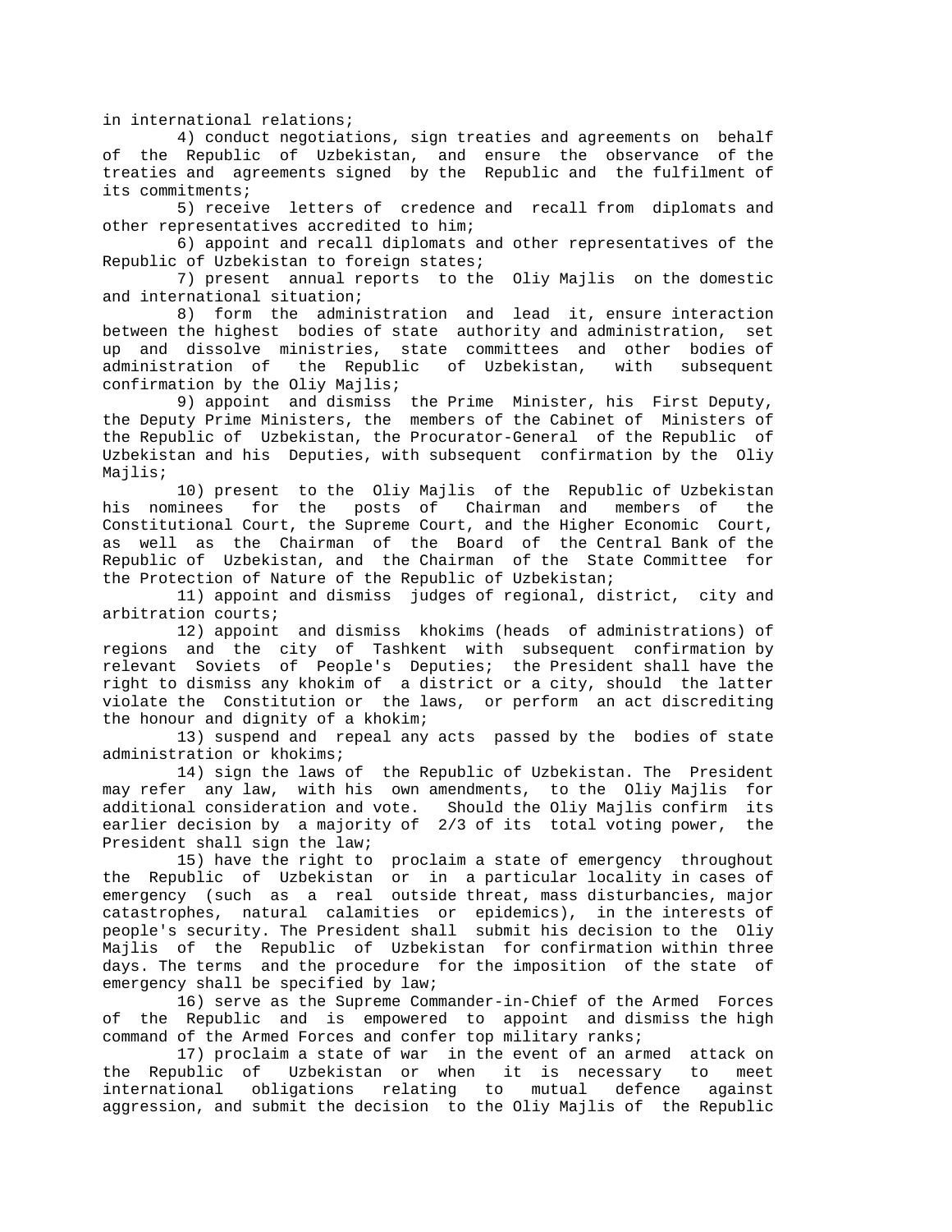in international relations;

4) conduct negotiations, sign treaties and agreements on behalf of the Republic of Uzbekistan, and ensure the observance of the treaties and agreements signed by the Republic and the fulfilment of its commitments;

5) receive letters of credence and recall from diplomats and other representatives accredited to him;

6) appoint and recall diplomats and other representatives of the Republic of Uzbekistan to foreign states;

7) present annual reports to the Oliy Majlis on the domestic and international situation;

8) form the administration and lead it, ensure interaction between the highest bodies of state authority and administration, set up and dissolve ministries, state committees and other bodies of administration of the Republic of Uzbekistan, with subsequent confirmation by the Oliy Majlis;

9) appoint and dismiss the Prime Minister, his First Deputy, the Deputy Prime Ministers, the members of the Cabinet of Ministers of the Republic of Uzbekistan, the Procurator-General of the Republic of Uzbekistan and his Deputies, with subsequent confirmation by the Oliy Majlis;

10) present to the Oliy Majlis of the Republic of Uzbekistan his nominees for the posts of Chairman and members of the Constitutional Court, the Supreme Court, and the Higher Economic Court, as well as the Chairman of the Board of the Central Bank of the Republic of Uzbekistan, and the Chairman of the State Committee for the Protection of Nature of the Republic of Uzbekistan;

11) appoint and dismiss judges of regional, district, city and arbitration courts;

12) appoint and dismiss khokims (heads of administrations) of regions and the city of Tashkent with subsequent confirmation by relevant Soviets of People's Deputies; the President shall have the right to dismiss any khokim of a district or a city, should the latter violate the Constitution or the laws, or perform an act discrediting the honour and dignity of a khokim;

13) suspend and repeal any acts passed by the bodies of state administration or khokims;

14) sign the laws of the Republic of Uzbekistan. The President may refer any law, with his own amendments, to the Oliy Majlis for additional consideration and vote. Should the Oliy Majlis confirm its earlier decision by a majority of 2/3 of its total voting power, the President shall sign the law;

15) have the right to proclaim a state of emergency throughout the Republic of Uzbekistan or in a particular locality in cases of emergency (such as a real outside threat, mass disturbancies, major catastrophes, natural calamities or epidemics), in the interests of people's security. The President shall submit his decision to the Oliy Majlis of the Republic of Uzbekistan for confirmation within three days. The terms and the procedure for the imposition of the state of emergency shall be specified by law;

16) serve as the Supreme Commander-in-Chief of the Armed Forces of the Republic and is empowered to appoint and dismiss the high command of the Armed Forces and confer top military ranks;

17) proclaim a state of war in the event of an armed attack on the Republic of Uzbekistan or when it is necessary to meet international obligations relating to mutual defence against aggression, and submit the decision to the Oliy Majlis of the Republic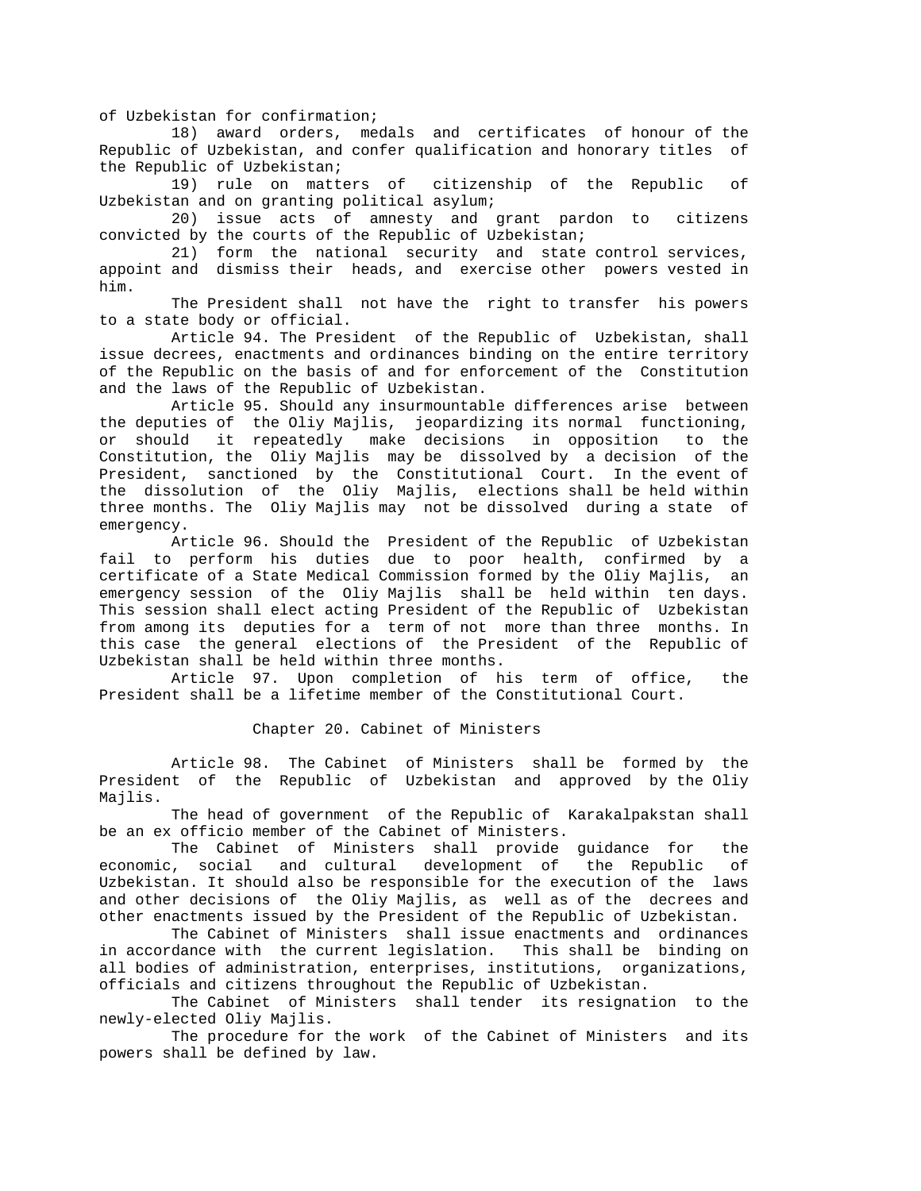of Uzbekistan for confirmation;

18) award orders, medals and certificates of honour of the Republic of Uzbekistan, and confer qualification and honorary titles of the Republic of Uzbekistan;

19) rule on matters of citizenship of the Republic of Uzbekistan and on granting political asylum;

20) issue acts of amnesty and grant pardon to citizens convicted by the courts of the Republic of Uzbekistan;

21) form the national security and state control services, appoint and dismiss their heads, and exercise other powers vested in him.

The President shall not have the right to transfer his powers to a state body or official.

Article 94. The President of the Republic of Uzbekistan, shall issue decrees, enactments and ordinances binding on the entire territory of the Republic on the basis of and for enforcement of the Constitution and the laws of the Republic of Uzbekistan.

Article 95. Should any insurmountable differences arise between the deputies of the Oliy Majlis, jeopardizing its normal functioning, or should it repeatedly make decisions in opposition to the Constitution, the Oliy Majlis may be dissolved by a decision of the President, sanctioned by the Constitutional Court. In the event of the dissolution of the Oliy Majlis, elections shall be held within three months. The Oliy Majlis may not be dissolved during a state of emergency.

Article 96. Should the President of the Republic of Uzbekistan fail to perform his duties due to poor health, confirmed by a certificate of a State Medical Commission formed by the Oliy Majlis, an emergency session of the Oliy Majlis shall be held within ten days. This session shall elect acting President of the Republic of Uzbekistan from among its deputies for a term of not more than three months. In this case the general elections of the President of the Republic of Uzbekistan shall be held within three months.

Article 97. Upon completion of his term of office, the President shall be a lifetime member of the Constitutional Court.

## Chapter 20. Cabinet of Ministers

Article 98. The Cabinet of Ministers shall be formed by the President of the Republic of Uzbekistan and approved by the Oliy Majlis.

The head of government of the Republic of Karakalpakstan shall be an ex officio member of the Cabinet of Ministers.

The Cabinet of Ministers shall provide guidance for the economic, social and cultural development of the Republic of Uzbekistan. It should also be responsible for the execution of the laws and other decisions of the Oliy Majlis, as well as of the decrees and other enactments issued by the President of the Republic of Uzbekistan.

The Cabinet of Ministers shall issue enactments and ordinances in accordance with the current legislation. This shall be binding on all bodies of administration, enterprises, institutions, organizations, officials and citizens throughout the Republic of Uzbekistan.

The Cabinet of Ministers shall tender its resignation to the newly-elected Oliy Majlis.

The procedure for the work of the Cabinet of Ministers and its powers shall be defined by law.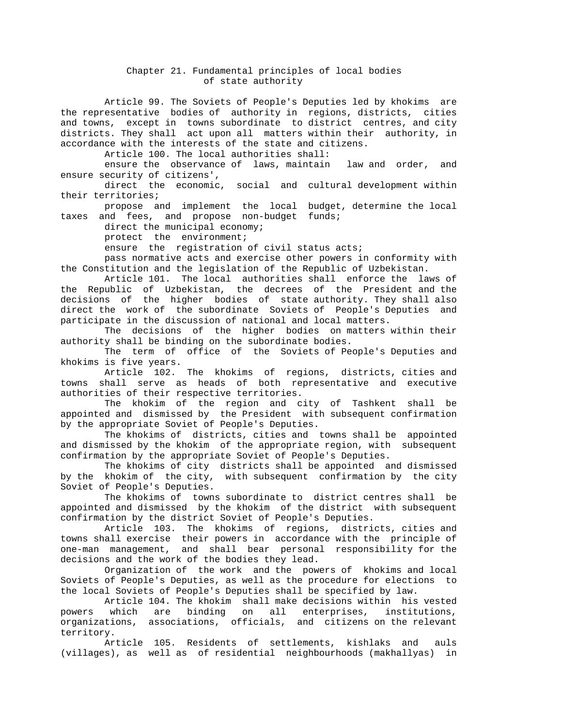## Chapter 21. Fundamental principles of local bodies of state authority

Article 99. The Soviets of People's Deputies led by khokims are the representative bodies of authority in regions, districts, cities and towns, except in towns subordinate to district centres, and city districts. They shall act upon all matters within their authority, in accordance with the interests of the state and citizens.

Article 100. The local authorities shall:

ensure the observance of laws, maintain law and order, and ensure security of citizens',

direct the economic, social and cultural development within their territories;

propose and implement the local budget, determine the local taxes and fees, and propose non-budget funds;

direct the municipal economy;

protect the environment;

ensure the registration of civil status acts;

pass normative acts and exercise other powers in conformity with the Constitution and the legislation of the Republic of Uzbekistan.

Article 101. The local authorities shall enforce the laws of the Republic of Uzbekistan, the decrees of the President and the decisions of the higher bodies of state authority. They shall also direct the work of the subordinate Soviets of People's Deputies and participate in the discussion of national and local matters.

The decisions of the higher bodies on matters within their authority shall be binding on the subordinate bodies.

The term of office of the Soviets of People's Deputies and khokims is five years.

Article 102. The khokims of regions, districts, cities and towns shall serve as heads of both representative and executive authorities of their respective territories.

The khokim of the region and city of Tashkent shall be appointed and dismissed by the President with subsequent confirmation by the appropriate Soviet of People's Deputies.

The khokims of districts, cities and towns shall be appointed and dismissed by the khokim of the appropriate region, with subsequent confirmation by the appropriate Soviet of People's Deputies.

The khokims of city districts shall be appointed and dismissed by the khokim of the city, with subsequent confirmation by the city Soviet of People's Deputies.

The khokims of towns subordinate to district centres shall be appointed and dismissed by the khokim of the district with subsequent confirmation by the district Soviet of People's Deputies.

Article 103. The khokims of regions, districts, cities and towns shall exercise their powers in accordance with the principle of one-man management, and shall bear personal responsibility for the decisions and the work of the bodies they lead.

Organization of the work and the powers of khokims and local Soviets of People's Deputies, as well as the procedure for elections to the local Soviets of People's Deputies shall be specified by law.

Article 104. The khokim shall make decisions within his vested powers which are binding on all enterprises, institutions, organizations, associations, officials, and citizens on the relevant territory.

Article 105. Residents of settlements, kishlaks and auls (villages), as well as of residential neighbourhoods (makhallyas) in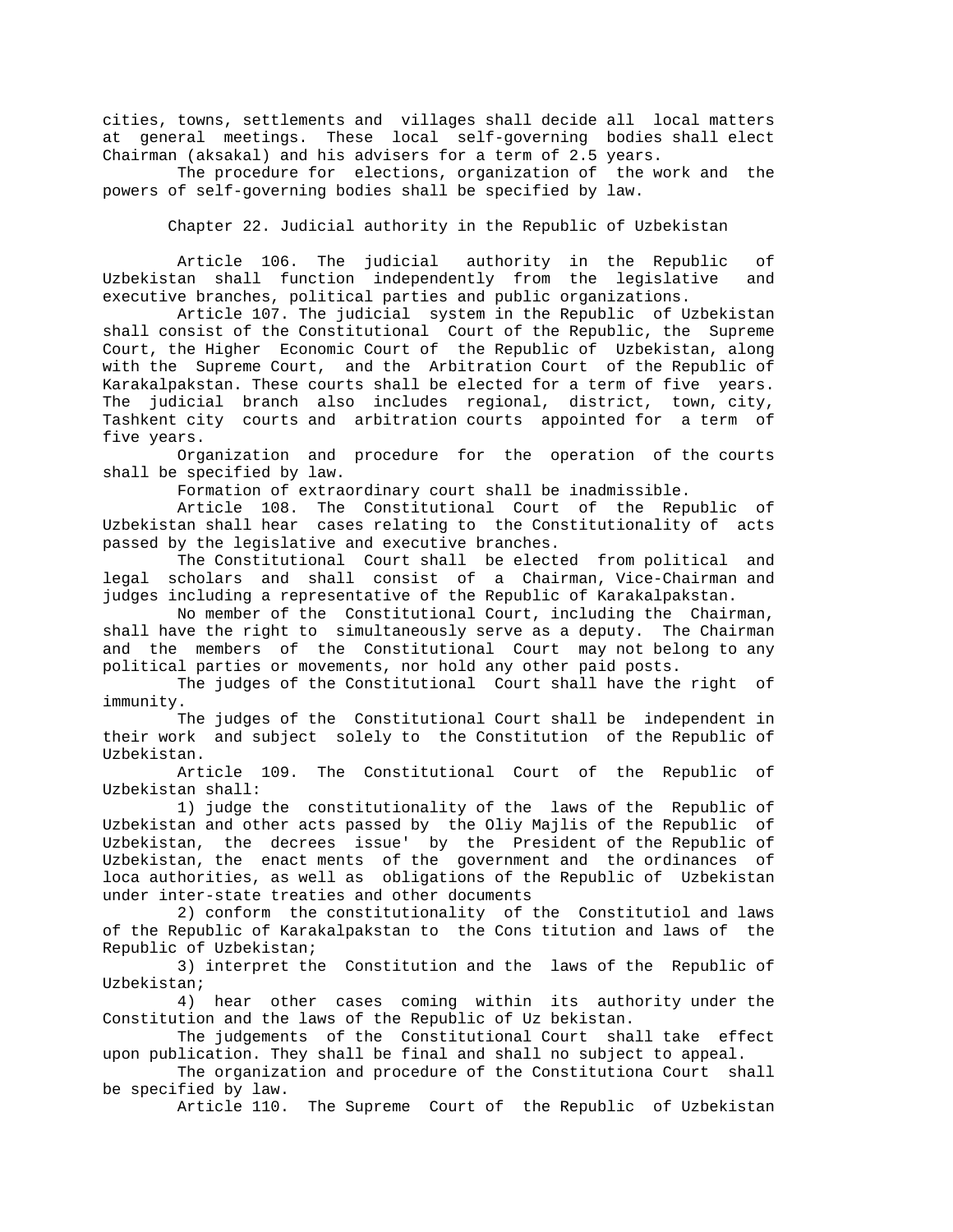cities, towns, settlements and villages shall decide all local matters at general meetings. These local self-governing bodies shall elect Chairman (aksakal) and his advisers for a term of 2.5 years.

The procedure for elections, organization of the work and the powers of self-governing bodies shall be specified by law.

## Chapter 22. Judicial authority in the Republic of Uzbekistan

Article 106. The judicial authority in the Republic of Uzbekistan shall function independently from the legislative and executive branches, political parties and public organizations.

Article 107. The judicial system in the Republic of Uzbekistan shall consist of the Constitutional Court of the Republic, the Supreme Court, the Higher Economic Court of the Republic of Uzbekistan, along with the Supreme Court, and the Arbitration Court of the Republic of Karakalpakstan. These courts shall be elected for a term of five years. The judicial branch also includes regional, district, town, city, Tashkent city courts and arbitration courts appointed for a term of five years.

Organization and procedure for the operation of the courts shall be specified by law.

Formation of extraordinary court shall be inadmissible.

Article 108. The Constitutional Court of the Republic of Uzbekistan shall hear cases relating to the Constitutionality of acts passed by the legislative and executive branches.

The Constitutional Court shall be elected from political and legal scholars and shall consist of a Chairman, Vice-Chairman and judges including a representative of the Republic of Karakalpakstan.

No member of the Constitutional Court, including the Chairman, shall have the right to simultaneously serve as a deputy. The Chairman and the members of the Constitutional Court may not belong to any political parties or movements, nor hold any other paid posts.

The judges of the Constitutional Court shall have the right of immunity.

The judges of the Constitutional Court shall be independent in their work and subject solely to the Constitution of the Republic of Uzbekistan.

Article 109. The Constitutional Court of the Republic of Uzbekistan shall:

1) judge the constitutionality of the laws of the Republic of Uzbekistan and other acts passed by the Oliy Majlis of the Republic of Uzbekistan, the decrees issue' by the President of the Republic of Uzbekistan, the enact ments of the government and the ordinances of loca authorities, as well as obligations of the Republic of Uzbekistan under inter-state treaties and other documents

2) conform the constitutionality of the Constitutiol and laws of the Republic of Karakalpakstan to the Cons titution and laws of the Republic of Uzbekistan;

3) interpret the Constitution and the laws of the Republic of Uzbekistan;

4) hear other cases coming within its authority under the Constitution and the laws of the Republic of Uz bekistan.

The judgements of the Constitutional Court shall take effect upon publication. They shall be final and shall no subject to appeal.

The organization and procedure of the Constitutiona Court shall be specified by law.

Article 110. The Supreme Court of the Republic of Uzbekistan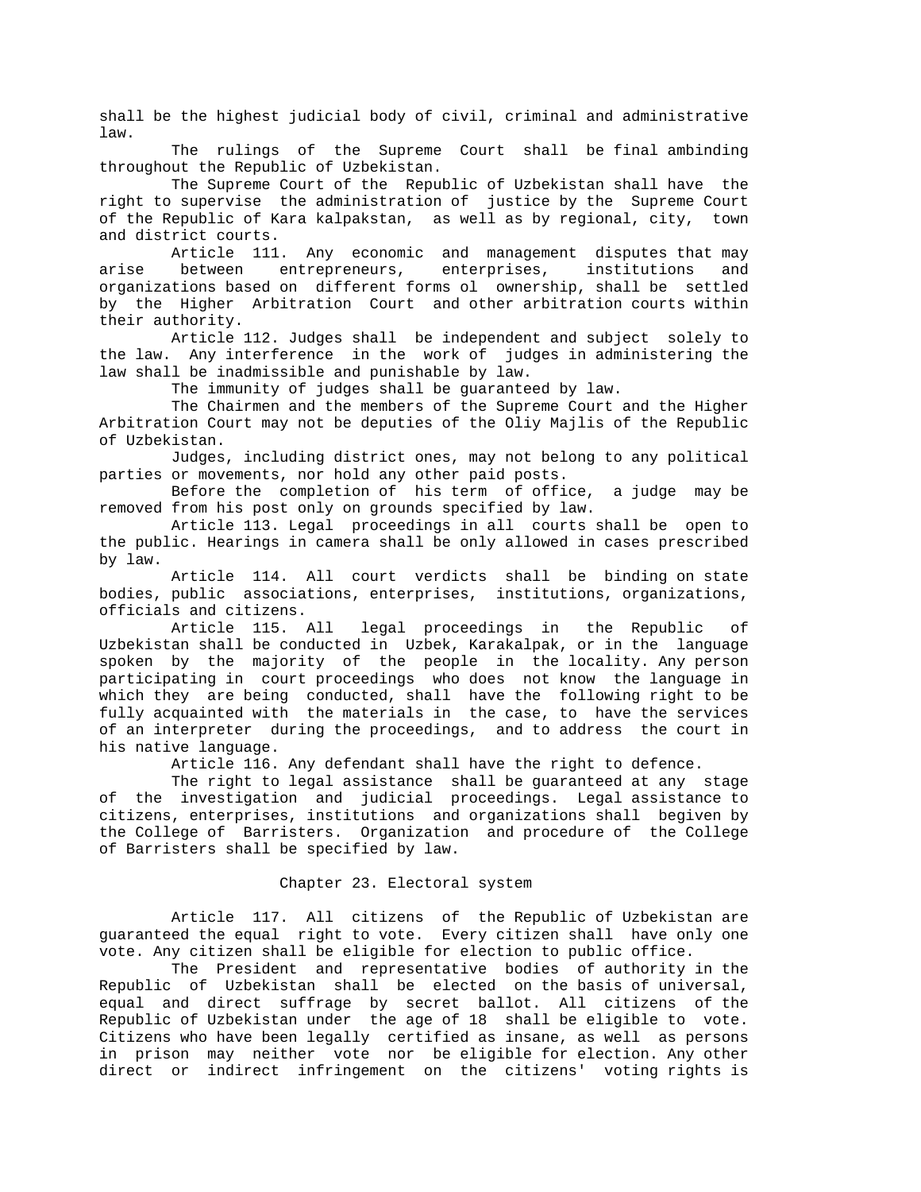shall be the highest judicial body of civil, criminal and administrative law.

The rulings of the Supreme Court shall be final ambinding throughout the Republic of Uzbekistan.

The Supreme Court of the Republic of Uzbekistan shall have the right to supervise the administration of justice by the Supreme Court of the Republic of Kara kalpakstan, as well as by regional, city, town and district courts.

Article 111. Any economic and management disputes that may arise between entrepreneurs, enterprises, institutions and organizations based on different forms ol ownership, shall be settled by the Higher Arbitration Court and other arbitration courts within their authority.

Article 112. Judges shall be independent and subject solely to the law. Any interference in the work of judges in administering the law shall be inadmissible and punishable by law.

The immunity of judges shall be guaranteed by law.

The Chairmen and the members of the Supreme Court and the Higher Arbitration Court may not be deputies of the Oliy Majlis of the Republic of Uzbekistan.

Judges, including district ones, may not belong to any political parties or movements, nor hold any other paid posts.

Before the completion of his term of office, a judge may be removed from his post only on grounds specified by law.

Article 113. Legal proceedings in all courts shall be open to the public. Hearings in camera shall be only allowed in cases prescribed by law.

Article 114. All court verdicts shall be binding on state bodies, public associations, enterprises, institutions, organizations, officials and citizens.

Article 115. All legal proceedings in the Republic of Uzbekistan shall be conducted in Uzbek, Karakalpak, or in the language spoken by the majority of the people in the locality. Any person participating in court proceedings who does not know the language in which they are being conducted, shall have the following right to be fully acquainted with the materials in the case, to have the services of an interpreter during the proceedings, and to address the court in his native language.

Article 116. Any defendant shall have the right to defence.

The right to legal assistance shall be guaranteed at any stage of the investigation and judicial proceedings. Legal assistance to citizens, enterprises, institutions and organizations shall begiven by the College of Barristers. Organization and procedure of the College of Barristers shall be specified by law.

## Chapter 23. Electoral system

Article 117. All citizens of the Republic of Uzbekistan are guaranteed the equal right to vote. Every citizen shall have only one vote. Any citizen shall be eligible for election to public office.

The President and representative bodies of authority in the Republic of Uzbekistan shall be elected on the basis of universal, equal and direct suffrage by secret ballot. All citizens of the Republic of Uzbekistan under the age of 18 shall be eligible to vote. Citizens who have been legally certified as insane, as well as persons in prison may neither vote nor be eligible for election. Any other direct or indirect infringement on the citizens' voting rights is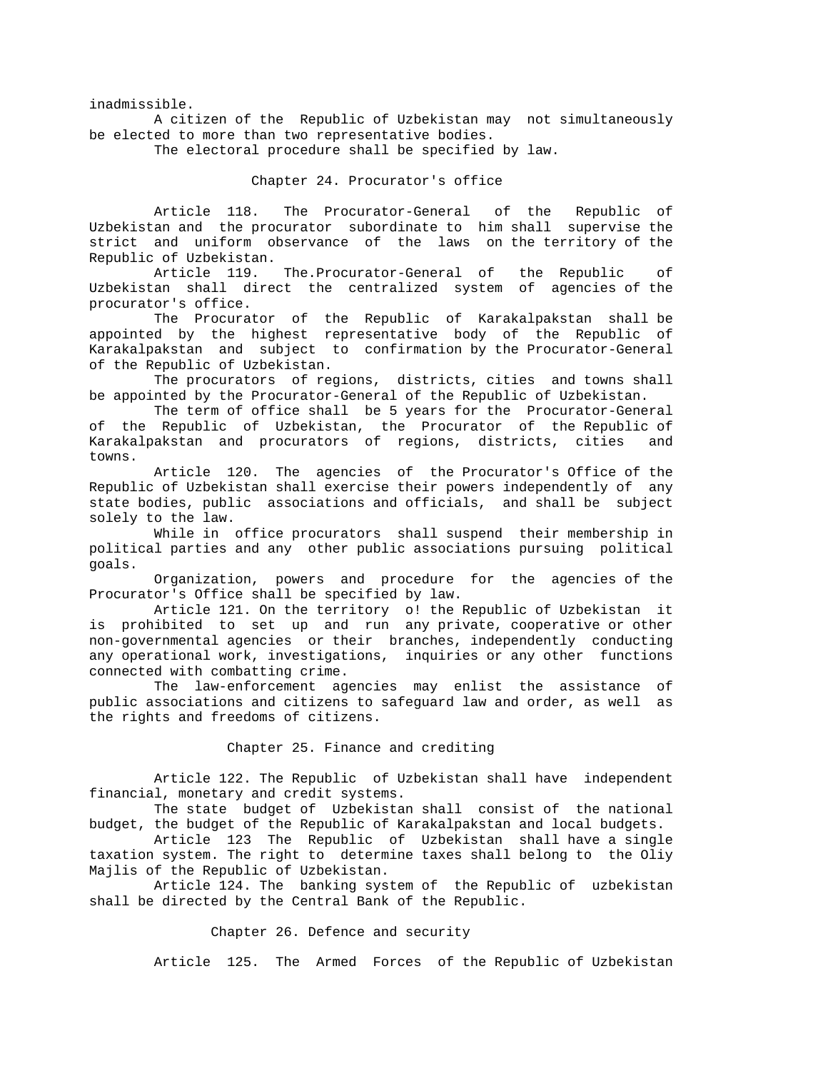inadmissible.

A citizen of the Republic of Uzbekistan may not simultaneously be elected to more than two representative bodies.

The electoral procedure shall be specified by law.

## Chapter 24. Procurator's office

Article 118. The Procurator-General of the Republic of Uzbekistan and the procurator subordinate to him shall supervise the strict and uniform observance of the laws on the territory of the Republic of Uzbekistan.

Article 119. The.Procurator-General of the Republic of Uzbekistan shall direct the centralized system of agencies of the procurator's office.

The Procurator of the Republic of Karakalpakstan shall be appointed by the highest representative body of the Republic of Karakalpakstan and subject to confirmation by the Procurator-General of the Republic of Uzbekistan.

The procurators of regions, districts, cities and towns shall be appointed by the Procurator-General of the Republic of Uzbekistan.

The term of office shall be 5 years for the Procurator-General of the Republic of Uzbekistan, the Procurator of the Republic of Karakalpakstan and procurators of regions, districts, cities and towns.

Article 120. The agencies of the Procurator's Office of the Republic of Uzbekistan shall exercise their powers independently of any state bodies, public associations and officials, and shall be subject solely to the law.

While in office procurators shall suspend their membership in political parties and any other public associations pursuing political goals.

Organization, powers and procedure for the agencies of the Procurator's Office shall be specified by law.

Article 121. On the territory o! the Republic of Uzbekistan it is prohibited to set up and run any private, cooperative or other non-governmental agencies or their branches, independently conducting any operational work, investigations, inquiries or any other functions connected with combatting crime.

The law-enforcement agencies may enlist the assistance of public associations and citizens to safeguard law and order, as well as the rights and freedoms of citizens.

## Chapter 25. Finance and crediting

Article 122. The Republic of Uzbekistan shall have independent financial, monetary and credit systems.

The state budget of Uzbekistan shall consist of the national budget, the budget of the Republic of Karakalpakstan and local budgets.

Article 123 The Republic of Uzbekistan shall have a single taxation system. The right to determine taxes shall belong to the Oliy Majlis of the Republic of Uzbekistan.

Article 124. The banking system of the Republic of uzbekistan shall be directed by the Central Bank of the Republic.

## Chapter 26. Defence and security

Article 125. The Armed Forces of the Republic of Uzbekistan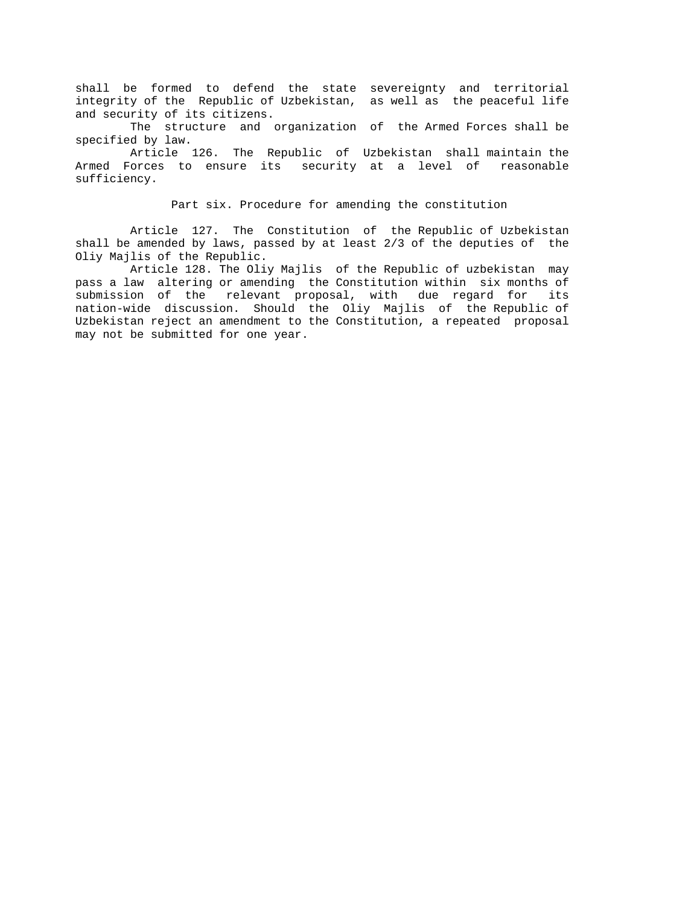shall be formed to defend the state severeignty and territorial integrity of the Republic of Uzbekistan, as well as the peaceful life and security of its citizens.

The structure and organization of the Armed Forces shall be specified by law.

Article 126. The Republic of Uzbekistan shall maintain the Armed Forces to ensure its security at a level of reasonable sufficiency.

## Part six. Procedure for amending the constitution

Article 127. The Constitution of the Republic of Uzbekistan shall be amended by laws, passed by at least 2/3 of the deputies of the Oliy Majlis of the Republic.

Article 128. The Oliy Majlis of the Republic of uzbekistan may pass a law altering or amending the Constitution within six months of submission of the relevant proposal, with due regard for its nation-wide discussion. Should the Oliy Majlis of the Republic of Uzbekistan reject an amendment to the Constitution, a repeated proposal may not be submitted for one year.